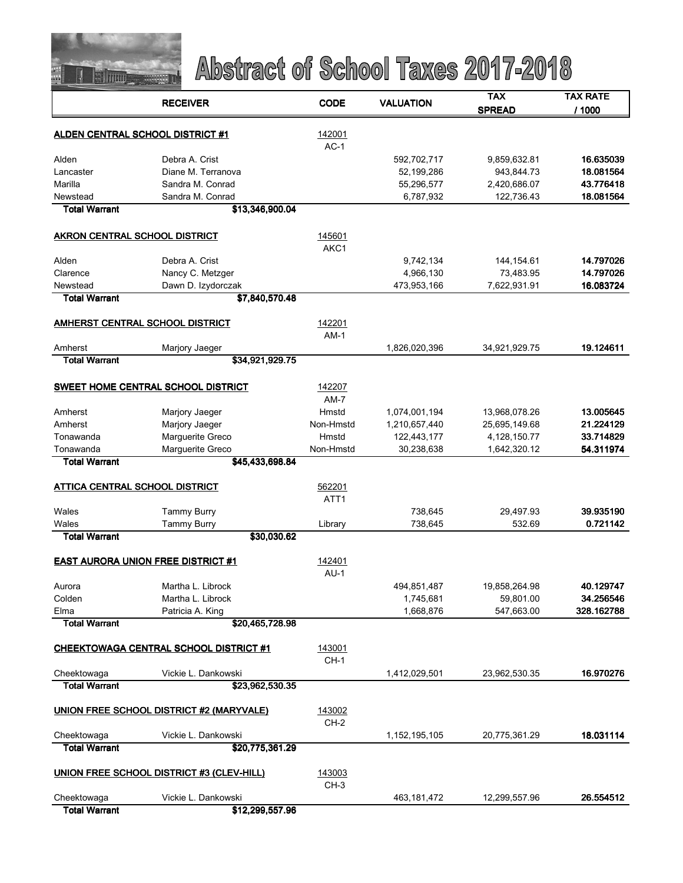# Abstract of School Taxes 2017-2018

| RECEIVER | | CODE | VALUATION | TAX SPREAD | TAX RATE / 1000 |
|---|---|---|---|---|---|
| **ALDEN CENTRAL SCHOOL DISTRICT #1** | | 142001 AC-1 | | | |
| Alden | Debra A. Crist | | 592,702,717 | 9,859,632.81 | **16.635039** |
| Lancaster | Diane M. Terranova | | 52,199,286 | 943,844.73 | **18.081564** |
| Marilla | Sandra M. Conrad | | 55,296,577 | 2,420,686.07 | **43.776418** |
| Newstead | Sandra M. Conrad | | 6,787,932 | 122,736.43 | **18.081564** |
| **Total Warrant** | **$13,346,900.04** | | | | |
| **AKRON CENTRAL SCHOOL DISTRICT** | | 145601 AKC1 | | | |
| Alden | Debra A. Crist | | 9,742,134 | 144,154.61 | **14.797026** |
| Clarence | Nancy C. Metzger | | 4,966,130 | 73,483.95 | **14.797026** |
| Newstead | Dawn D. Izydorczak | | 473,953,166 | 7,622,931.91 | **16.083724** |
| **Total Warrant** | **$7,840,570.48** | | | | |
| **AMHERST CENTRAL SCHOOL DISTRICT** | | 142201 AM-1 | | | |
| Amherst | Marjory Jaeger | | 1,826,020,396 | 34,921,929.75 | **19.124611** |
| **Total Warrant** | **$34,921,929.75** | | | | |
| **SWEET HOME CENTRAL SCHOOL DISTRICT** | | 142207 AM-7 | | | |
| Amherst | Marjory Jaeger | Hmstd | 1,074,001,194 | 13,968,078.26 | **13.005645** |
| Amherst | Marjory Jaeger | Non-Hmstd | 1,210,657,440 | 25,695,149.68 | **21.224129** |
| Tonawanda | Marguerite Greco | Hmstd | 122,443,177 | 4,128,150.77 | **33.714829** |
| Tonawanda | Marguerite Greco | Non-Hmstd | 30,238,638 | 1,642,320.12 | **54.311974** |
| **Total Warrant** | **$45,433,698.84** | | | | |
| **ATTICA CENTRAL SCHOOL DISTRICT** | | 562201 ATT1 | | | |
| Wales | Tammy Burry | | 738,645 | 29,497.93 | **39.935190** |
| Wales | Tammy Burry | Library | 738,645 | 532.69 | **0.721142** |
| **Total Warrant** | **$30,030.62** | | | | |
| **EAST AURORA UNION FREE DISTRICT #1** | | 142401 AU-1 | | | |
| Aurora | Martha L. Librock | | 494,851,487 | 19,858,264.98 | **40.129747** |
| Colden | Martha L. Librock | | 1,745,681 | 59,801.00 | **34.256546** |
| Elma | Patricia A. King | | 1,668,876 | 547,663.00 | **328.162788** |
| **Total Warrant** | **$20,465,728.98** | | | | |
| **CHEEKTOWAGA CENTRAL SCHOOL DISTRICT #1** | | 143001 CH-1 | | | |
| Cheektowaga | Vickie L. Dankowski | | 1,412,029,501 | 23,962,530.35 | **16.970276** |
| **Total Warrant** | **$23,962,530.35** | | | | |
| **UNION FREE SCHOOL DISTRICT #2 (MARYVALE)** | | 143002 CH-2 | | | |
| Cheektowaga | Vickie L. Dankowski | | 1,152,195,105 | 20,775,361.29 | **18.031114** |
| **Total Warrant** | **$20,775,361.29** | | | | |
| **UNION FREE SCHOOL DISTRICT #3 (CLEV-HILL)** | | 143003 CH-3 | | | |
| Cheektowaga | Vickie L. Dankowski | | 463,181,472 | 12,299,557.96 | **26.554512** |
| **Total Warrant** | **$12,299,557.96** | | | | |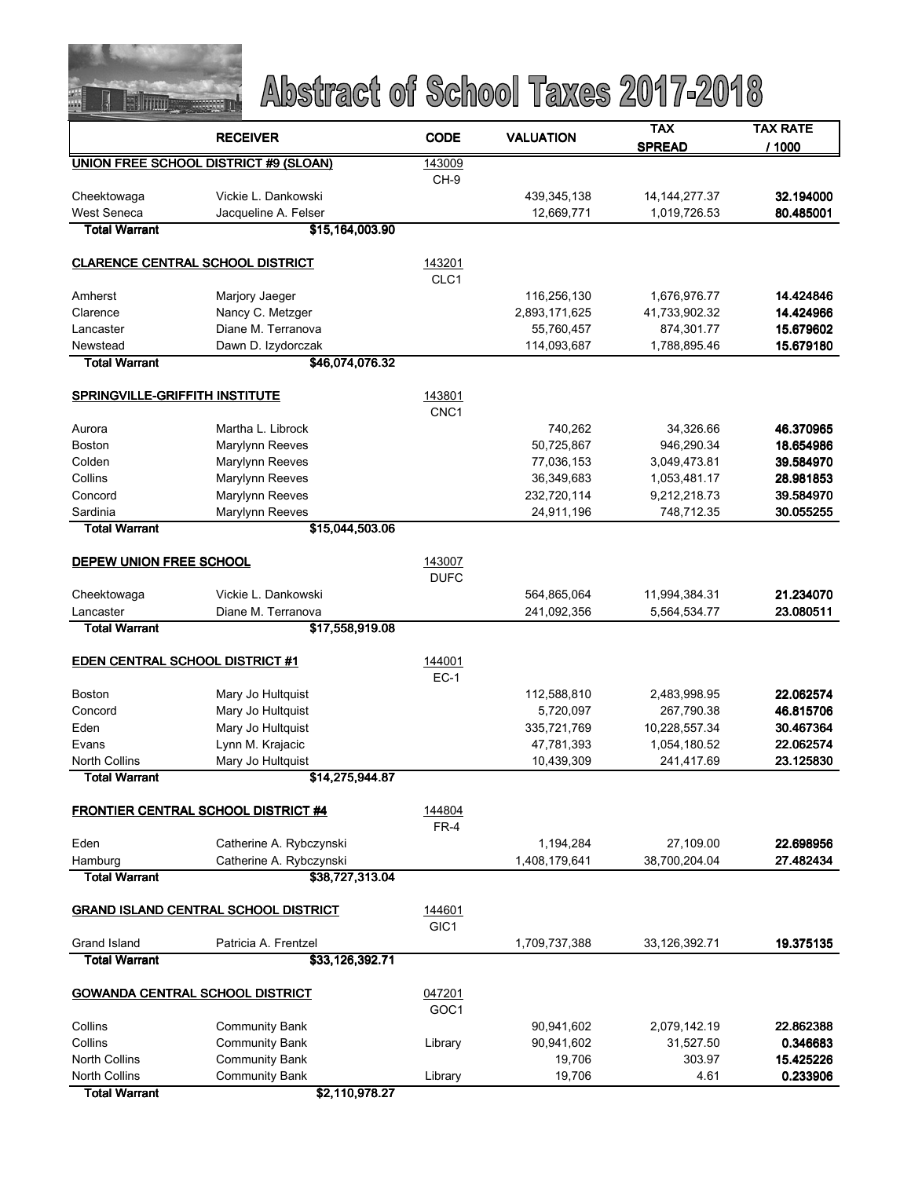# Abstract of School Taxes 2017-2018

| RECEIVER | | CODE | VALUATION | TAX SPREAD | TAX RATE / 1000 |
|---|---|---|---|---|---|
| **UNION FREE SCHOOL DISTRICT #9 (SLOAN)** | | 143009 | | | |
| | | CH-9 | | | |
| Cheektowaga | Vickie L. Dankowski | | 439,345,138 | 14,144,277.37 | **32.194000** |
| West Seneca | Jacqueline A. Felser | | 12,669,771 | 1,019,726.53 | **80.485001** |
| **Total Warrant** | **$15,164,003.90** | | | | |
| **CLARENCE CENTRAL SCHOOL DISTRICT** | | 143201 | | | |
| | | CLC1 | | | |
| Amherst | Marjory Jaeger | | 116,256,130 | 1,676,976.77 | **14.424846** |
| Clarence | Nancy C. Metzger | | 2,893,171,625 | 41,733,902.32 | **14.424966** |
| Lancaster | Diane M. Terranova | | 55,760,457 | 874,301.77 | **15.679602** |
| Newstead | Dawn D. Izydorczak | | 114,093,687 | 1,788,895.46 | **15.679180** |
| **Total Warrant** | **$46,074,076.32** | | | | |
| **SPRINGVILLE-GRIFFITH INSTITUTE** | | 143801 | | | |
| | | CNC1 | | | |
| Aurora | Martha L. Librock | | 740,262 | 34,326.66 | **46.370965** |
| Boston | Marylynn Reeves | | 50,725,867 | 946,290.34 | **18.654986** |
| Colden | Marylynn Reeves | | 77,036,153 | 3,049,473.81 | **39.584970** |
| Collins | Marylynn Reeves | | 36,349,683 | 1,053,481.17 | **28.981853** |
| Concord | Marylynn Reeves | | 232,720,114 | 9,212,218.73 | **39.584970** |
| Sardinia | Marylynn Reeves | | 24,911,196 | 748,712.35 | **30.055255** |
| **Total Warrant** | **$15,044,503.06** | | | | |
| **DEPEW UNION FREE SCHOOL** | | 143007 | | | |
| | | DUFC | | | |
| Cheektowaga | Vickie L. Dankowski | | 564,865,064 | 11,994,384.31 | **21.234070** |
| Lancaster | Diane M. Terranova | | 241,092,356 | 5,564,534.77 | **23.080511** |
| **Total Warrant** | **$17,558,919.08** | | | | |
| **EDEN CENTRAL SCHOOL DISTRICT #1** | | 144001 | | | |
| | | EC-1 | | | |
| Boston | Mary Jo Hultquist | | 112,588,810 | 2,483,998.95 | **22.062574** |
| Concord | Mary Jo Hultquist | | 5,720,097 | 267,790.38 | **46.815706** |
| Eden | Mary Jo Hultquist | | 335,721,769 | 10,228,557.34 | **30.467364** |
| Evans | Lynn M. Krajacic | | 47,781,393 | 1,054,180.52 | **22.062574** |
| North Collins | Mary Jo Hultquist | | 10,439,309 | 241,417.69 | **23.125830** |
| **Total Warrant** | **$14,275,944.87** | | | | |
| **FRONTIER CENTRAL SCHOOL DISTRICT #4** | | 144804 | | | |
| | | FR-4 | | | |
| Eden | Catherine A. Rybczynski | | 1,194,284 | 27,109.00 | **22.698956** |
| Hamburg | Catherine A. Rybczynski | | 1,408,179,641 | 38,700,204.04 | **27.482434** |
| **Total Warrant** | **$38,727,313.04** | | | | |
| **GRAND ISLAND CENTRAL SCHOOL DISTRICT** | | 144601 | | | |
| | | GIC1 | | | |
| Grand Island | Patricia A. Frentzel | | 1,709,737,388 | 33,126,392.71 | **19.375135** |
| **Total Warrant** | **$33,126,392.71** | | | | |
| **GOWANDA CENTRAL SCHOOL DISTRICT** | | 047201 | | | |
| | | GOC1 | | | |
| Collins | Community Bank | | 90,941,602 | 2,079,142.19 | **22.862388** |
| Collins | Community Bank | Library | 90,941,602 | 31,527.50 | **0.346683** |
| North Collins | Community Bank | | 19,706 | 303.97 | **15.425226** |
| North Collins | Community Bank | Library | 19,706 | 4.61 | **0.233906** |
| **Total Warrant** | **$2,110,978.27** | | | | |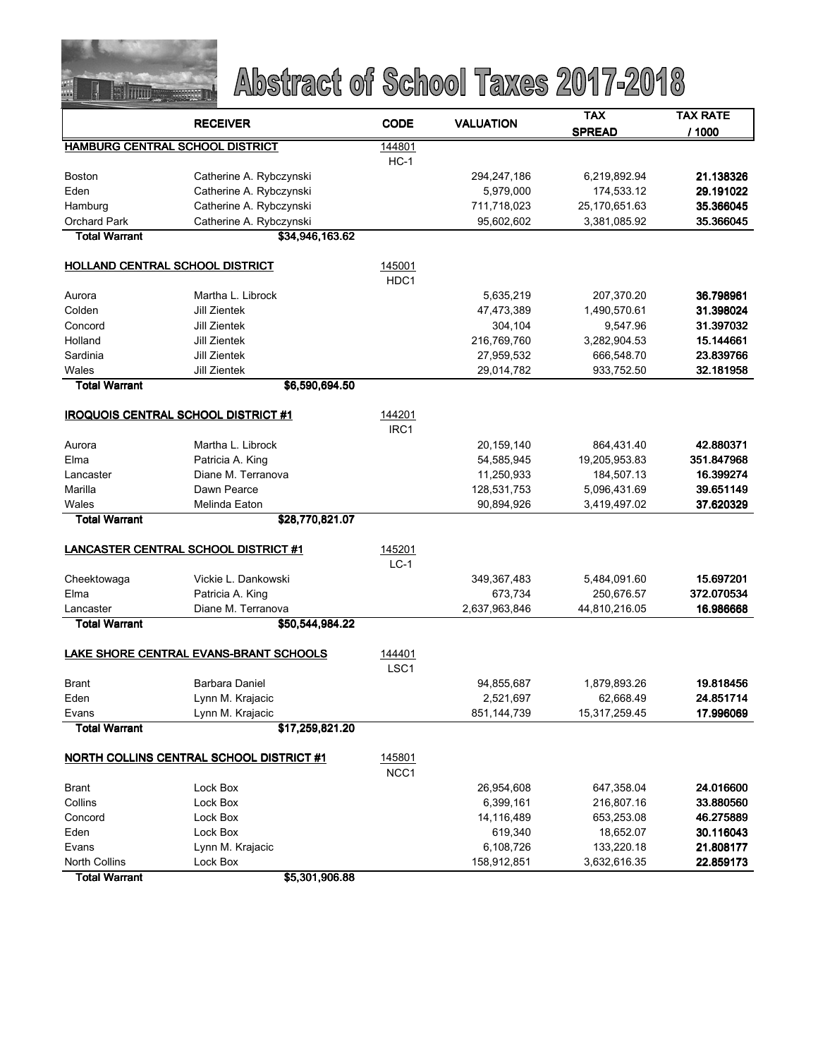# Abstract of School Taxes 2017-2018

| | RECEIVER | CODE | VALUATION | TAX SPREAD | TAX RATE / 1000 |
|---|---|---|---|---|---|
| **HAMBURG CENTRAL SCHOOL DISTRICT** | | 144801 | | | |
| | | HC-1 | | | |
| Boston | Catherine A. Rybczynski | | 294,247,186 | 6,219,892.94 | **21.138326** |
| Eden | Catherine A. Rybczynski | | 5,979,000 | 174,533.12 | **29.191022** |
| Hamburg | Catherine A. Rybczynski | | 711,718,023 | 25,170,651.63 | **35.366045** |
| Orchard Park | Catherine A. Rybczynski | | 95,602,602 | 3,381,085.92 | **35.366045** |
| **Total Warrant** | **$34,946,163.62** | | | | |
| **HOLLAND CENTRAL SCHOOL DISTRICT** | | 145001 | | | |
| | | HDC1 | | | |
| Aurora | Martha L. Librock | | 5,635,219 | 207,370.20 | **36.798961** |
| Colden | Jill Zientek | | 47,473,389 | 1,490,570.61 | **31.398024** |
| Concord | Jill Zientek | | 304,104 | 9,547.96 | **31.397032** |
| Holland | Jill Zientek | | 216,769,760 | 3,282,904.53 | **15.144661** |
| Sardinia | Jill Zientek | | 27,959,532 | 666,548.70 | **23.839766** |
| Wales | Jill Zientek | | 29,014,782 | 933,752.50 | **32.181958** |
| **Total Warrant** | **$6,590,694.50** | | | | |
| **IROQUOIS CENTRAL SCHOOL DISTRICT #1** | | 144201 | | | |
| | | IRC1 | | | |
| Aurora | Martha L. Librock | | 20,159,140 | 864,431.40 | **42.880371** |
| Elma | Patricia A. King | | 54,585,945 | 19,205,953.83 | **351.847968** |
| Lancaster | Diane M. Terranova | | 11,250,933 | 184,507.13 | **16.399274** |
| Marilla | Dawn Pearce | | 128,531,753 | 5,096,431.69 | **39.651149** |
| Wales | Melinda Eaton | | 90,894,926 | 3,419,497.02 | **37.620329** |
| **Total Warrant** | **$28,770,821.07** | | | | |
| **LANCASTER CENTRAL SCHOOL DISTRICT #1** | | 145201 | | | |
| | | LC-1 | | | |
| Cheektowaga | Vickie L. Dankowski | | 349,367,483 | 5,484,091.60 | **15.697201** |
| Elma | Patricia A. King | | 673,734 | 250,676.57 | **372.070534** |
| Lancaster | Diane M. Terranova | | 2,637,963,846 | 44,810,216.05 | **16.986668** |
| **Total Warrant** | **$50,544,984.22** | | | | |
| **LAKE SHORE CENTRAL EVANS-BRANT SCHOOLS** | | 144401 | | | |
| | | LSC1 | | | |
| Brant | Barbara Daniel | | 94,855,687 | 1,879,893.26 | **19.818456** |
| Eden | Lynn M. Krajacic | | 2,521,697 | 62,668.49 | **24.851714** |
| Evans | Lynn M. Krajacic | | 851,144,739 | 15,317,259.45 | **17.996069** |
| **Total Warrant** | **$17,259,821.20** | | | | |
| **NORTH COLLINS CENTRAL SCHOOL DISTRICT #1** | | 145801 | | | |
| | | NCC1 | | | |
| Brant | Lock Box | | 26,954,608 | 647,358.04 | **24.016600** |
| Collins | Lock Box | | 6,399,161 | 216,807.16 | **33.880560** |
| Concord | Lock Box | | 14,116,489 | 653,253.08 | **46.275889** |
| Eden | Lock Box | | 619,340 | 18,652.07 | **30.116043** |
| Evans | Lynn M. Krajacic | | 6,108,726 | 133,220.18 | **21.808177** |
| North Collins | Lock Box | | 158,912,851 | 3,632,616.35 | **22.859173** |
| **Total Warrant** | **$5,301,906.88** | | | | |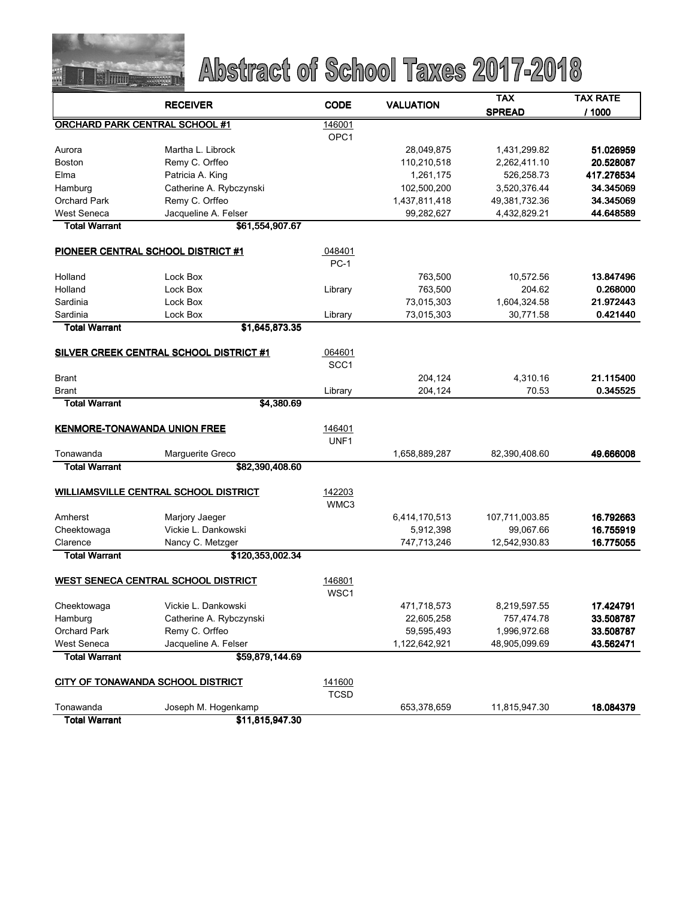# Abstract of School Taxes 2017-2018

| | RECEIVER | CODE | VALUATION | TAX SPREAD | TAX RATE / 1000 |
|---|---|---|---|---|---|
| **ORCHARD PARK CENTRAL SCHOOL #1** | | 146001 OPC1 | | | |
| Aurora | Martha L. Librock | | 28,049,875 | 1,431,299.82 | **51.026959** |
| Boston | Remy C. Orffeo | | 110,210,518 | 2,262,411.10 | **20.528087** |
| Elma | Patricia A. King | | 1,261,175 | 526,258.73 | **417.276534** |
| Hamburg | Catherine A. Rybczynski | | 102,500,200 | 3,520,376.44 | **34.345069** |
| Orchard Park | Remy C. Orffeo | | 1,437,811,418 | 49,381,732.36 | **34.345069** |
| West Seneca | Jacqueline A. Felser | | 99,282,627 | 4,432,829.21 | **44.648589** |
| **Total Warrant** | **$61,554,907.67** | | | | |
| **PIONEER CENTRAL SCHOOL DISTRICT #1** | | 048401 PC-1 | | | |
| Holland | Lock Box | | 763,500 | 10,572.56 | **13.847496** |
| Holland | Lock Box | Library | 763,500 | 204.62 | **0.268000** |
| Sardinia | Lock Box | | 73,015,303 | 1,604,324.58 | **21.972443** |
| Sardinia | Lock Box | Library | 73,015,303 | 30,771.58 | **0.421440** |
| **Total Warrant** | **$1,645,873.35** | | | | |
| **SILVER CREEK CENTRAL SCHOOL DISTRICT #1** | | 064601 SCC1 | | | |
| Brant | | | 204,124 | 4,310.16 | **21.115400** |
| Brant | | Library | 204,124 | 70.53 | **0.345525** |
| **Total Warrant** | **$4,380.69** | | | | |
| **KENMORE-TONAWANDA UNION FREE** | | 146401 UNF1 | | | |
| Tonawanda | Marguerite Greco | | 1,658,889,287 | 82,390,408.60 | **49.666008** |
| **Total Warrant** | **$82,390,408.60** | | | | |
| **WILLIAMSVILLE CENTRAL SCHOOL DISTRICT** | | 142203 WMC3 | | | |
| Amherst | Marjory Jaeger | | 6,414,170,513 | 107,711,003.85 | **16.792663** |
| Cheektowaga | Vickie L. Dankowski | | 5,912,398 | 99,067.66 | **16.755919** |
| Clarence | Nancy C. Metzger | | 747,713,246 | 12,542,930.83 | **16.775055** |
| **Total Warrant** | **$120,353,002.34** | | | | |
| **WEST SENECA CENTRAL SCHOOL DISTRICT** | | 146801 WSC1 | | | |
| Cheektowaga | Vickie L. Dankowski | | 471,718,573 | 8,219,597.55 | **17.424791** |
| Hamburg | Catherine A. Rybczynski | | 22,605,258 | 757,474.78 | **33.508787** |
| Orchard Park | Remy C. Orffeo | | 59,595,493 | 1,996,972.68 | **33.508787** |
| West Seneca | Jacqueline A. Felser | | 1,122,642,921 | 48,905,099.69 | **43.562471** |
| **Total Warrant** | **$59,879,144.69** | | | | |
| **CITY OF TONAWANDA SCHOOL DISTRICT** | | 141600 TCSD | | | |
| Tonawanda | Joseph M. Hogenkamp | | 653,378,659 | 11,815,947.30 | **18.084379** |
| **Total Warrant** | **$11,815,947.30** | | | | |